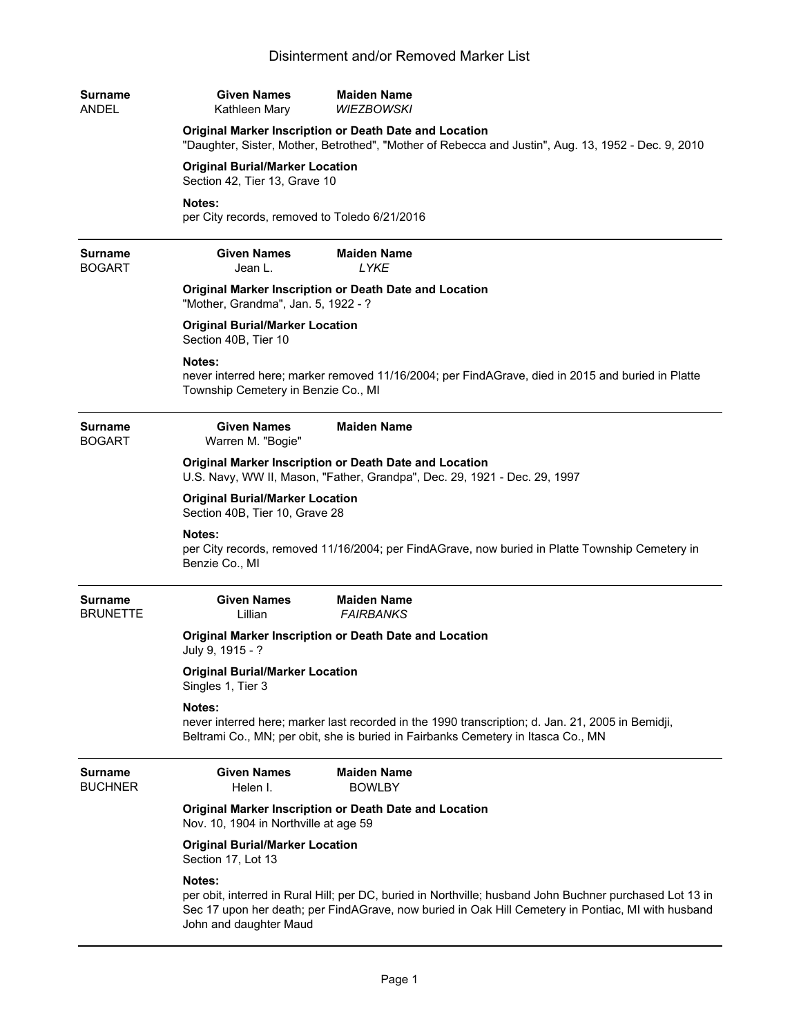# Disinterment and/or Removed Marker List

**Surname** ANDEL | **Given Names** Kathleen Mary | **Maiden Name** *WIEZBOWSKI*

**Original Marker Inscription or Death Date and Location**
"Daughter, Sister, Mother, Betrothed", "Mother of Rebecca and Justin", Aug. 13, 1952 - Dec. 9, 2010

**Original Burial/Marker Location**
Section 42, Tier 13, Grave 10

**Notes:**
per City records, removed to Toledo 6/21/2016

---

**Surname** BOGART | **Given Names** Jean L. | **Maiden Name** *LYKE*

**Original Marker Inscription or Death Date and Location**
"Mother, Grandma", Jan. 5, 1922 - ?

**Original Burial/Marker Location**
Section 40B, Tier 10

**Notes:**
never interred here; marker removed 11/16/2004; per FindAGrave, died in 2015 and buried in Platte Township Cemetery in Benzie Co., MI

---

**Surname** BOGART | **Given Names** Warren M. "Bogie" | **Maiden Name**

**Original Marker Inscription or Death Date and Location**
U.S. Navy, WW II, Mason, "Father, Grandpa", Dec. 29, 1921 - Dec. 29, 1997

**Original Burial/Marker Location**
Section 40B, Tier 10, Grave 28

**Notes:**
per City records, removed 11/16/2004; per FindAGrave, now buried in Platte Township Cemetery in Benzie Co., MI

---

**Surname** BRUNETTE | **Given Names** Lillian | **Maiden Name** *FAIRBANKS*

**Original Marker Inscription or Death Date and Location**
July 9, 1915 - ?

**Original Burial/Marker Location**
Singles 1, Tier 3

**Notes:**
never interred here; marker last recorded in the 1990 transcription; d. Jan. 21, 2005 in Bemidji, Beltrami Co., MN; per obit, she is buried in Fairbanks Cemetery in Itasca Co., MN

---

**Surname** BUCHNER | **Given Names** Helen I. | **Maiden Name** BOWLBY

**Original Marker Inscription or Death Date and Location**
Nov. 10, 1904 in Northville at age 59

**Original Burial/Marker Location**
Section 17, Lot 13

**Notes:**
per obit, interred in Rural Hill; per DC, buried in Northville; husband John Buchner purchased Lot 13 in Sec 17 upon her death; per FindAGrave, now buried in Oak Hill Cemetery in Pontiac, MI with husband John and daughter Maud

---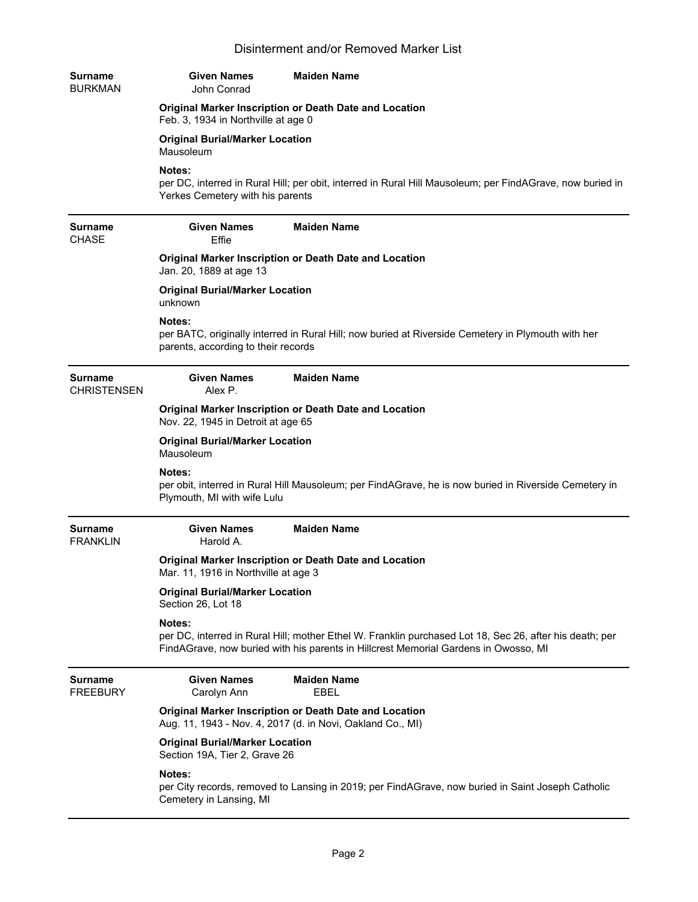# Disinterment and/or Removed Marker List

| Surname | Given Names | Maiden Name |
|---|---|---|
| BURKMAN | John Conrad | |

**Original Marker Inscription or Death Date and Location**
Feb. 3, 1934 in Northville at age 0

**Original Burial/Marker Location**
Mausoleum

**Notes:**
per DC, interred in Rural Hill; per obit, interred in Rural Hill Mausoleum; per FindAGrave, now buried in Yerkes Cemetery with his parents

---

| Surname | Given Names | Maiden Name |
|---|---|---|
| CHASE | Effie | |

**Original Marker Inscription or Death Date and Location**
Jan. 20, 1889 at age 13

**Original Burial/Marker Location**
unknown

**Notes:**
per BATC, originally interred in Rural Hill; now buried at Riverside Cemetery in Plymouth with her parents, according to their records

---

| Surname | Given Names | Maiden Name |
|---|---|---|
| CHRISTENSEN | Alex P. | |

**Original Marker Inscription or Death Date and Location**
Nov. 22, 1945 in Detroit at age 65

**Original Burial/Marker Location**
Mausoleum

**Notes:**
per obit, interred in Rural Hill Mausoleum; per FindAGrave, he is now buried in Riverside Cemetery in Plymouth, MI with wife Lulu

---

| Surname | Given Names | Maiden Name |
|---|---|---|
| FRANKLIN | Harold A. | |

**Original Marker Inscription or Death Date and Location**
Mar. 11, 1916 in Northville at age 3

**Original Burial/Marker Location**
Section 26, Lot 18

**Notes:**
per DC, interred in Rural Hill; mother Ethel W. Franklin purchased Lot 18, Sec 26, after his death; per FindAGrave, now buried with his parents in Hillcrest Memorial Gardens in Owosso, MI

---

| Surname | Given Names | Maiden Name |
|---|---|---|
| FREEBURY | Carolyn Ann | EBEL |

**Original Marker Inscription or Death Date and Location**
Aug. 11, 1943 - Nov. 4, 2017 (d. in Novi, Oakland Co., MI)

**Original Burial/Marker Location**
Section 19A, Tier 2, Grave 26

**Notes:**
per City records, removed to Lansing in 2019; per FindAGrave, now buried in Saint Joseph Catholic Cemetery in Lansing, MI

---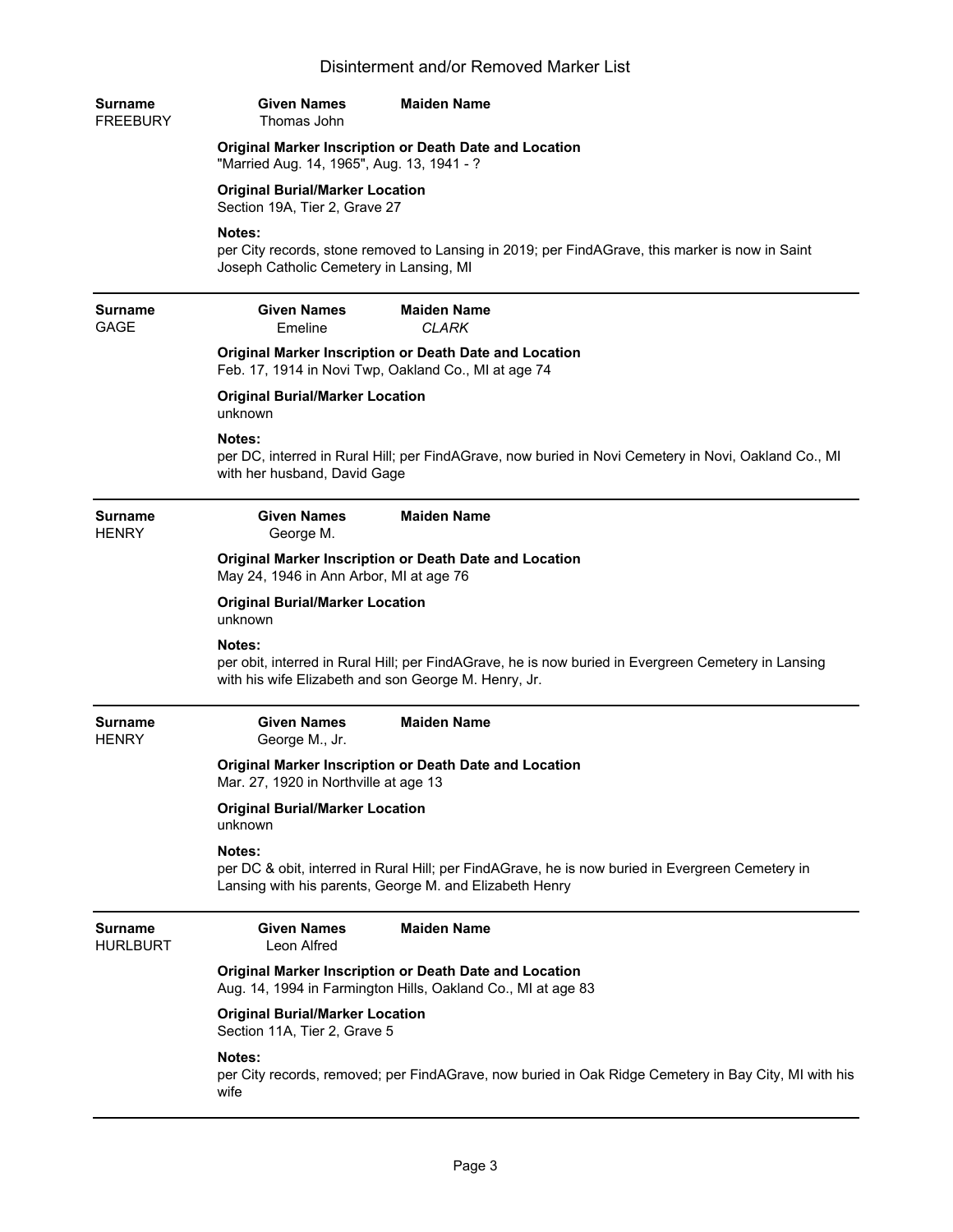# Disinterment and/or Removed Marker List

| Surname | Given Names | Maiden Name |
| --- | --- | --- |
| FREEBURY | Thomas John | |

**Original Marker Inscription or Death Date and Location**
"Married Aug. 14, 1965", Aug. 13, 1941 - ?

**Original Burial/Marker Location**
Section 19A, Tier 2, Grave 27

**Notes:**
per City records, stone removed to Lansing in 2019; per FindAGrave, this marker is now in Saint Joseph Catholic Cemetery in Lansing, MI

---

| Surname | Given Names | Maiden Name |
| --- | --- | --- |
| GAGE | Emeline | *CLARK* |

**Original Marker Inscription or Death Date and Location**
Feb. 17, 1914 in Novi Twp, Oakland Co., MI at age 74

**Original Burial/Marker Location**
unknown

**Notes:**
per DC, interred in Rural Hill; per FindAGrave, now buried in Novi Cemetery in Novi, Oakland Co., MI with her husband, David Gage

---

| Surname | Given Names | Maiden Name |
| --- | --- | --- |
| HENRY | George M. | |

**Original Marker Inscription or Death Date and Location**
May 24, 1946 in Ann Arbor, MI at age 76

**Original Burial/Marker Location**
unknown

**Notes:**
per obit, interred in Rural Hill; per FindAGrave, he is now buried in Evergreen Cemetery in Lansing with his wife Elizabeth and son George M. Henry, Jr.

---

| Surname | Given Names | Maiden Name |
| --- | --- | --- |
| HENRY | George M., Jr. | |

**Original Marker Inscription or Death Date and Location**
Mar. 27, 1920 in Northville at age 13

**Original Burial/Marker Location**
unknown

**Notes:**
per DC & obit, interred in Rural Hill; per FindAGrave, he is now buried in Evergreen Cemetery in Lansing with his parents, George M. and Elizabeth Henry

---

| Surname | Given Names | Maiden Name |
| --- | --- | --- |
| HURLBURT | Leon Alfred | |

**Original Marker Inscription or Death Date and Location**
Aug. 14, 1994 in Farmington Hills, Oakland Co., MI at age 83

**Original Burial/Marker Location**
Section 11A, Tier 2, Grave 5

**Notes:**
per City records, removed; per FindAGrave, now buried in Oak Ridge Cemetery in Bay City, MI with his wife

---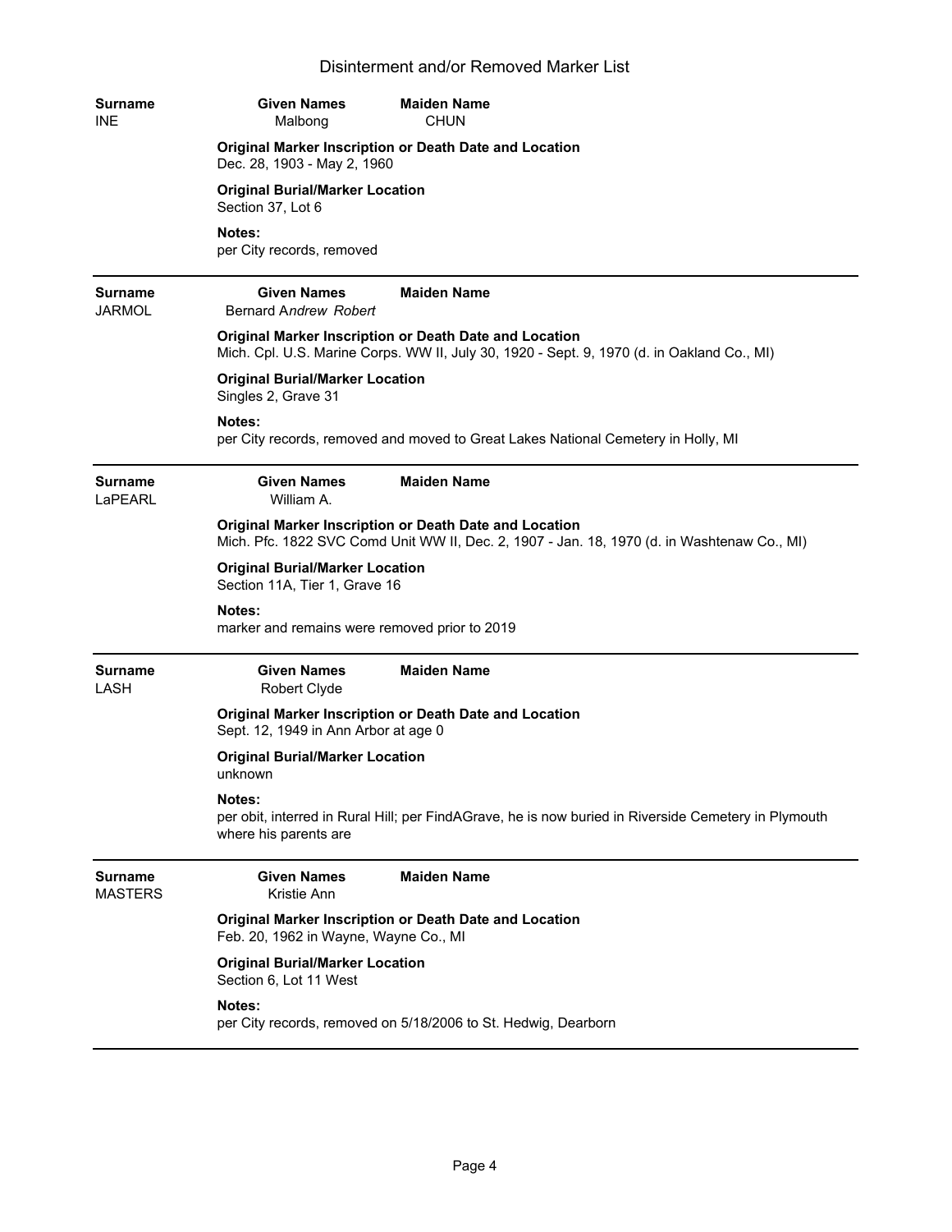# Disinterment and/or Removed Marker List

**Surname** INE | **Given Names** Malbong | **Maiden Name** CHUN

**Original Marker Inscription or Death Date and Location**
Dec. 28, 1903 - May 2, 1960

**Original Burial/Marker Location**
Section 37, Lot 6

**Notes:**
per City records, removed

---

**Surname** JARMOL | **Given Names** Bernard A*ndrew Robert* | **Maiden Name**

**Original Marker Inscription or Death Date and Location**
Mich. Cpl. U.S. Marine Corps. WW II, July 30, 1920 - Sept. 9, 1970 (d. in Oakland Co., MI)

**Original Burial/Marker Location**
Singles 2, Grave 31

**Notes:**
per City records, removed and moved to Great Lakes National Cemetery in Holly, MI

---

**Surname** LaPEARL | **Given Names** William A. | **Maiden Name**

**Original Marker Inscription or Death Date and Location**
Mich. Pfc. 1822 SVC Comd Unit WW II, Dec. 2, 1907 - Jan. 18, 1970 (d. in Washtenaw Co., MI)

**Original Burial/Marker Location**
Section 11A, Tier 1, Grave 16

**Notes:**
marker and remains were removed prior to 2019

---

**Surname** LASH | **Given Names** Robert Clyde | **Maiden Name**

**Original Marker Inscription or Death Date and Location**
Sept. 12, 1949 in Ann Arbor at age 0

**Original Burial/Marker Location**
unknown

**Notes:**
per obit, interred in Rural Hill; per FindAGrave, he is now buried in Riverside Cemetery in Plymouth where his parents are

---

**Surname** MASTERS | **Given Names** Kristie Ann | **Maiden Name**

**Original Marker Inscription or Death Date and Location**
Feb. 20, 1962 in Wayne, Wayne Co., MI

**Original Burial/Marker Location**
Section 6, Lot 11 West

**Notes:**
per City records, removed on 5/18/2006 to St. Hedwig, Dearborn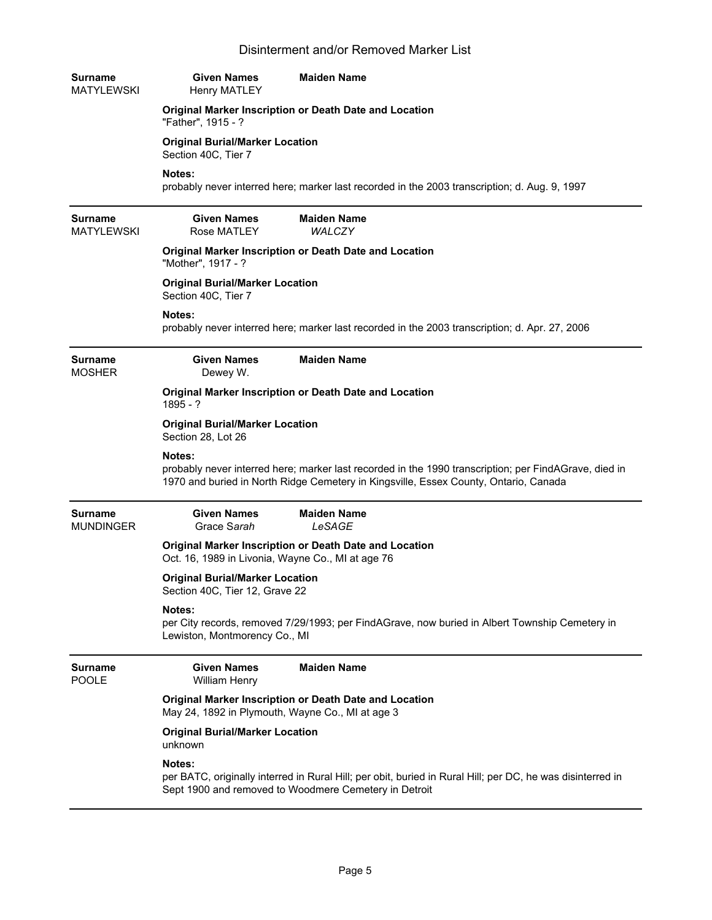# Disinterment and/or Removed Marker List

**Surname** MATYLEWSKI
**Given Names** Henry MATLEY
**Maiden Name**

**Original Marker Inscription or Death Date and Location**
"Father", 1915 - ?

**Original Burial/Marker Location**
Section 40C, Tier 7

**Notes:**
probably never interred here; marker last recorded in the 2003 transcription; d. Aug. 9, 1997

---

**Surname** MATYLEWSKI
**Given Names** Rose MATLEY
**Maiden Name** *WALCZY*

**Original Marker Inscription or Death Date and Location**
"Mother", 1917 - ?

**Original Burial/Marker Location**
Section 40C, Tier 7

**Notes:**
probably never interred here; marker last recorded in the 2003 transcription; d. Apr. 27, 2006

---

**Surname** MOSHER
**Given Names** Dewey W.
**Maiden Name**

**Original Marker Inscription or Death Date and Location**
1895 - ?

**Original Burial/Marker Location**
Section 28, Lot 26

**Notes:**
probably never interred here; marker last recorded in the 1990 transcription; per FindAGrave, died in 1970 and buried in North Ridge Cemetery in Kingsville, Essex County, Ontario, Canada

---

**Surname** MUNDINGER
**Given Names** Grace S*arah*
**Maiden Name** *LeSAGE*

**Original Marker Inscription or Death Date and Location**
Oct. 16, 1989 in Livonia, Wayne Co., MI at age 76

**Original Burial/Marker Location**
Section 40C, Tier 12, Grave 22

**Notes:**
per City records, removed 7/29/1993; per FindAGrave, now buried in Albert Township Cemetery in Lewiston, Montmorency Co., MI

---

**Surname** POOLE
**Given Names** William Henry
**Maiden Name**

**Original Marker Inscription or Death Date and Location**
May 24, 1892 in Plymouth, Wayne Co., MI at age 3

**Original Burial/Marker Location**
unknown

**Notes:**
per BATC, originally interred in Rural Hill; per obit, buried in Rural Hill; per DC, he was disinterred in Sept 1900 and removed to Woodmere Cemetery in Detroit

---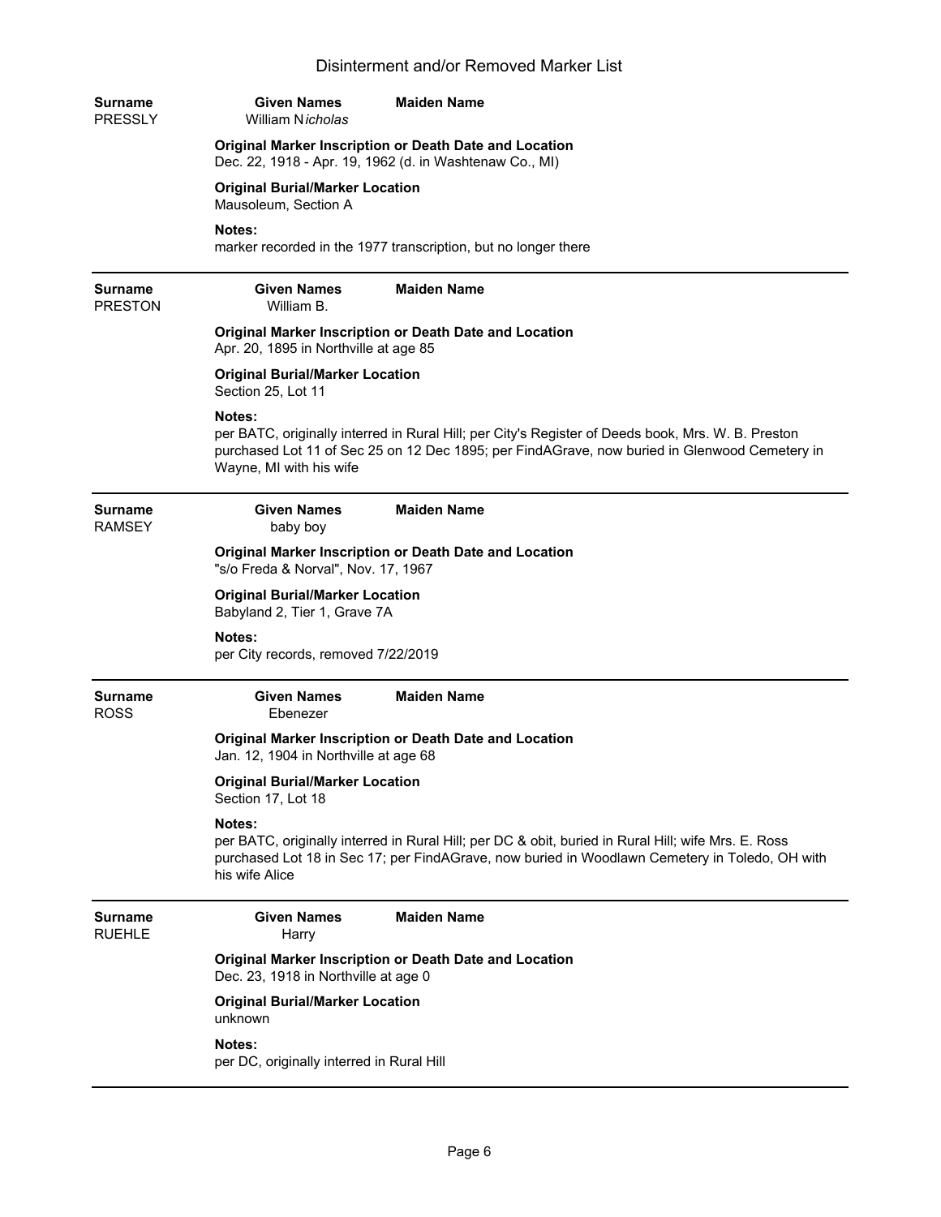# Disinterment and/or Removed Marker List

**Surname** PRESSLY
**Given Names** William N*icholas*
**Maiden Name**

**Original Marker Inscription or Death Date and Location**
Dec. 22, 1918 - Apr. 19, 1962 (d. in Washtenaw Co., MI)

**Original Burial/Marker Location**
Mausoleum, Section A

**Notes:**
marker recorded in the 1977 transcription, but no longer there

---

**Surname** PRESTON
**Given Names** William B.
**Maiden Name**

**Original Marker Inscription or Death Date and Location**
Apr. 20, 1895 in Northville at age 85

**Original Burial/Marker Location**
Section 25, Lot 11

**Notes:**
per BATC, originally interred in Rural Hill; per City's Register of Deeds book, Mrs. W. B. Preston purchased Lot 11 of Sec 25 on 12 Dec 1895; per FindAGrave, now buried in Glenwood Cemetery in Wayne, MI with his wife

---

**Surname** RAMSEY
**Given Names** baby boy
**Maiden Name**

**Original Marker Inscription or Death Date and Location**
"s/o Freda & Norval", Nov. 17, 1967

**Original Burial/Marker Location**
Babyland 2, Tier 1, Grave 7A

**Notes:**
per City records, removed 7/22/2019

---

**Surname** ROSS
**Given Names** Ebenezer
**Maiden Name**

**Original Marker Inscription or Death Date and Location**
Jan. 12, 1904 in Northville at age 68

**Original Burial/Marker Location**
Section 17, Lot 18

**Notes:**
per BATC, originally interred in Rural Hill; per DC & obit, buried in Rural Hill; wife Mrs. E. Ross purchased Lot 18 in Sec 17; per FindAGrave, now buried in Woodlawn Cemetery in Toledo, OH with his wife Alice

---

**Surname** RUEHLE
**Given Names** Harry
**Maiden Name**

**Original Marker Inscription or Death Date and Location**
Dec. 23, 1918 in Northville at age 0

**Original Burial/Marker Location**
unknown

**Notes:**
per DC, originally interred in Rural Hill

---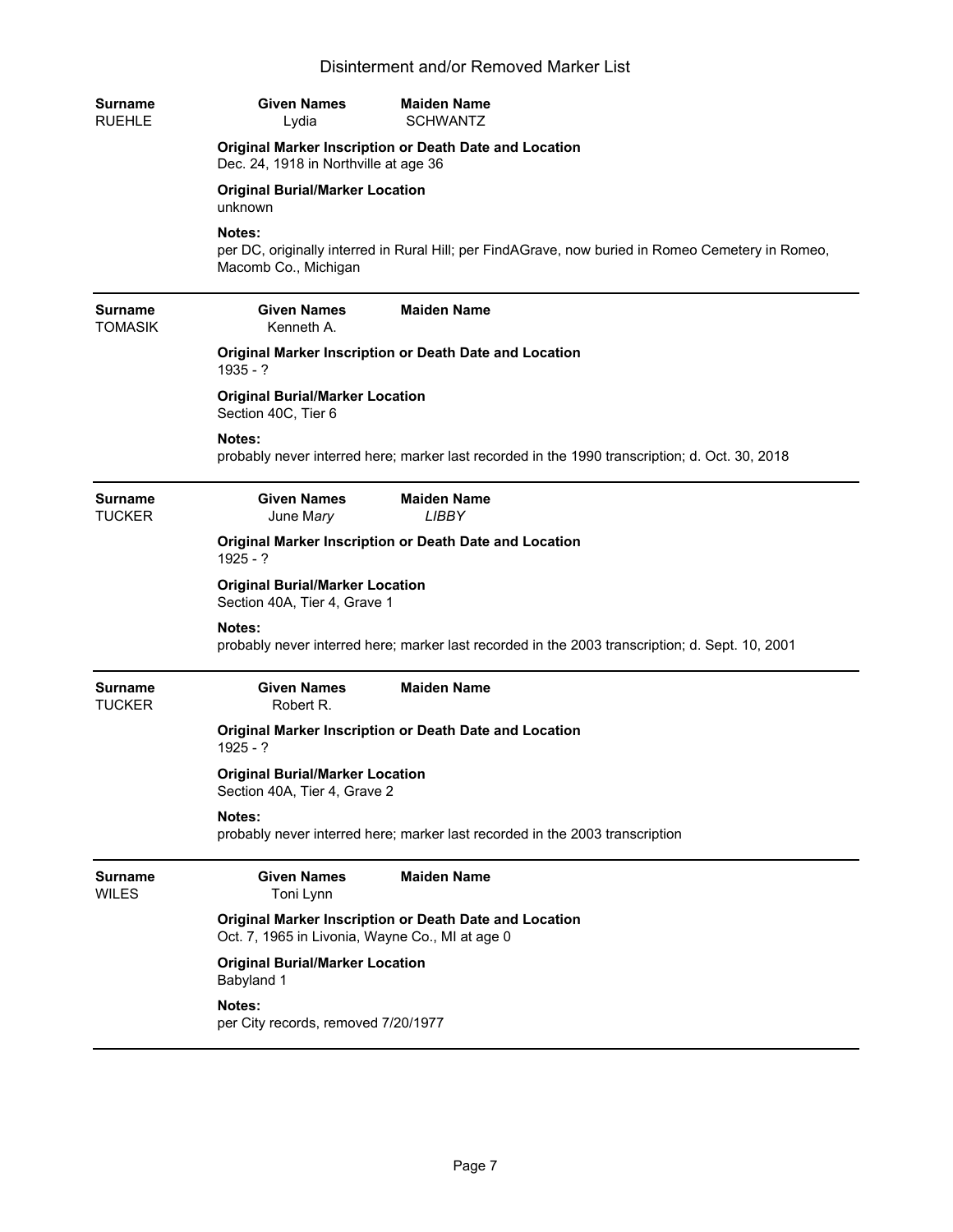# Disinterment and/or Removed Marker List

**Surname** RUEHLE | **Given Names** Lydia | **Maiden Name** SCHWANTZ

**Original Marker Inscription or Death Date and Location**
Dec. 24, 1918 in Northville at age 36

**Original Burial/Marker Location**
unknown

**Notes:**
per DC, originally interred in Rural Hill; per FindAGrave, now buried in Romeo Cemetery in Romeo, Macomb Co., Michigan

---

**Surname** TOMASIK | **Given Names** Kenneth A. | **Maiden Name**

**Original Marker Inscription or Death Date and Location**
1935 - ?

**Original Burial/Marker Location**
Section 40C, Tier 6

**Notes:**
probably never interred here; marker last recorded in the 1990 transcription; d. Oct. 30, 2018

---

**Surname** TUCKER | **Given Names** June M*ary* | **Maiden Name** *LIBBY*

**Original Marker Inscription or Death Date and Location**
1925 - ?

**Original Burial/Marker Location**
Section 40A, Tier 4, Grave 1

**Notes:**
probably never interred here; marker last recorded in the 2003 transcription; d. Sept. 10, 2001

---

**Surname** TUCKER | **Given Names** Robert R. | **Maiden Name**

**Original Marker Inscription or Death Date and Location**
1925 - ?

**Original Burial/Marker Location**
Section 40A, Tier 4, Grave 2

**Notes:**
probably never interred here; marker last recorded in the 2003 transcription

---

**Surname** WILES | **Given Names** Toni Lynn | **Maiden Name**

**Original Marker Inscription or Death Date and Location**
Oct. 7, 1965 in Livonia, Wayne Co., MI at age 0

**Original Burial/Marker Location**
Babyland 1

**Notes:**
per City records, removed 7/20/1977

---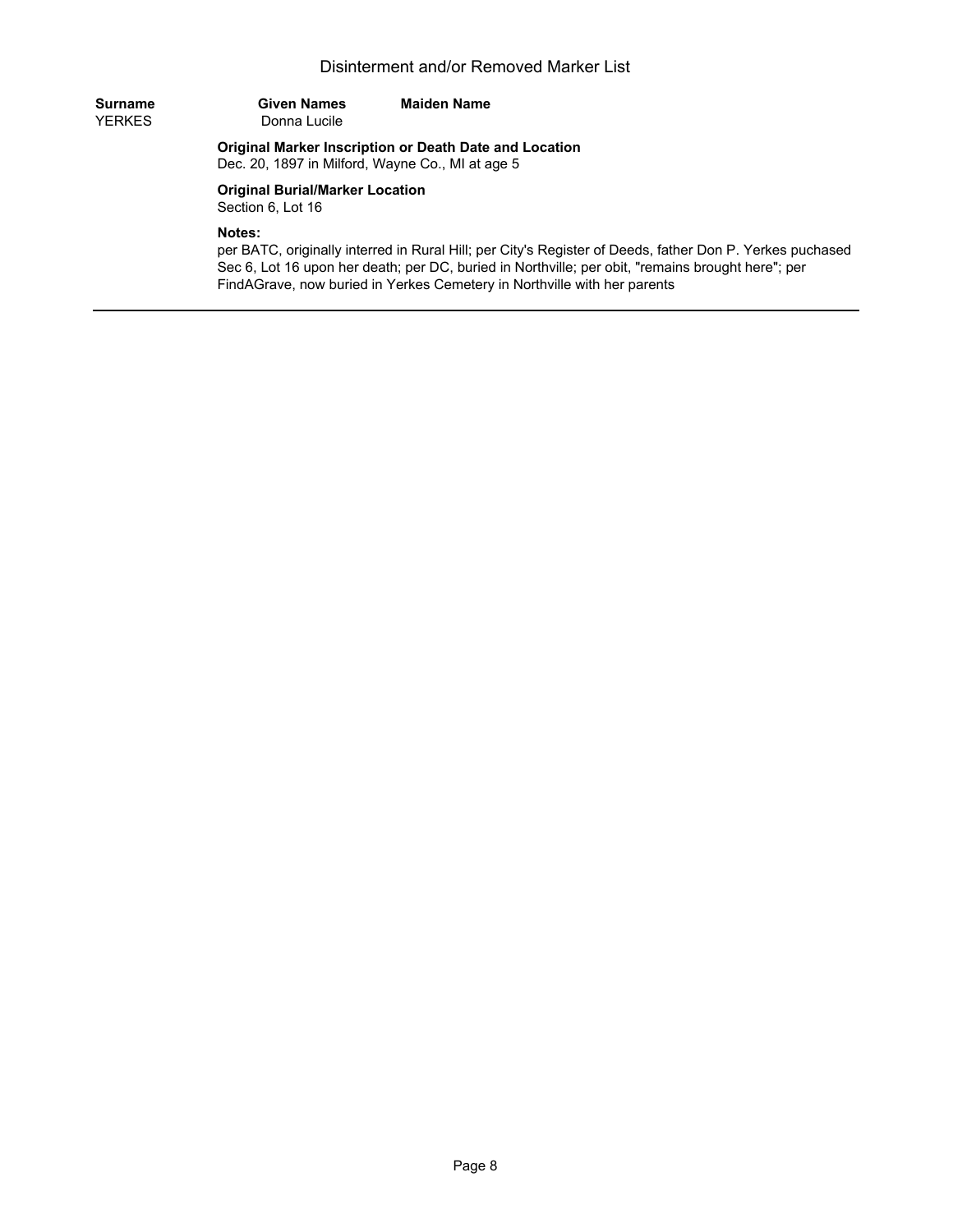# Disinterment and/or Removed Marker List

| Surname | Given Names | Maiden Name |
| --- | --- | --- |
| YERKES | Donna Lucile | |

**Original Marker Inscription or Death Date and Location**
Dec. 20, 1897 in Milford, Wayne Co., MI at age 5

**Original Burial/Marker Location**
Section 6, Lot 16

**Notes:**
per BATC, originally interred in Rural Hill; per City's Register of Deeds, father Don P. Yerkes puchased Sec 6, Lot 16 upon her death; per DC, buried in Northville; per obit, "remains brought here"; per FindAGrave, now buried in Yerkes Cemetery in Northville with her parents

---